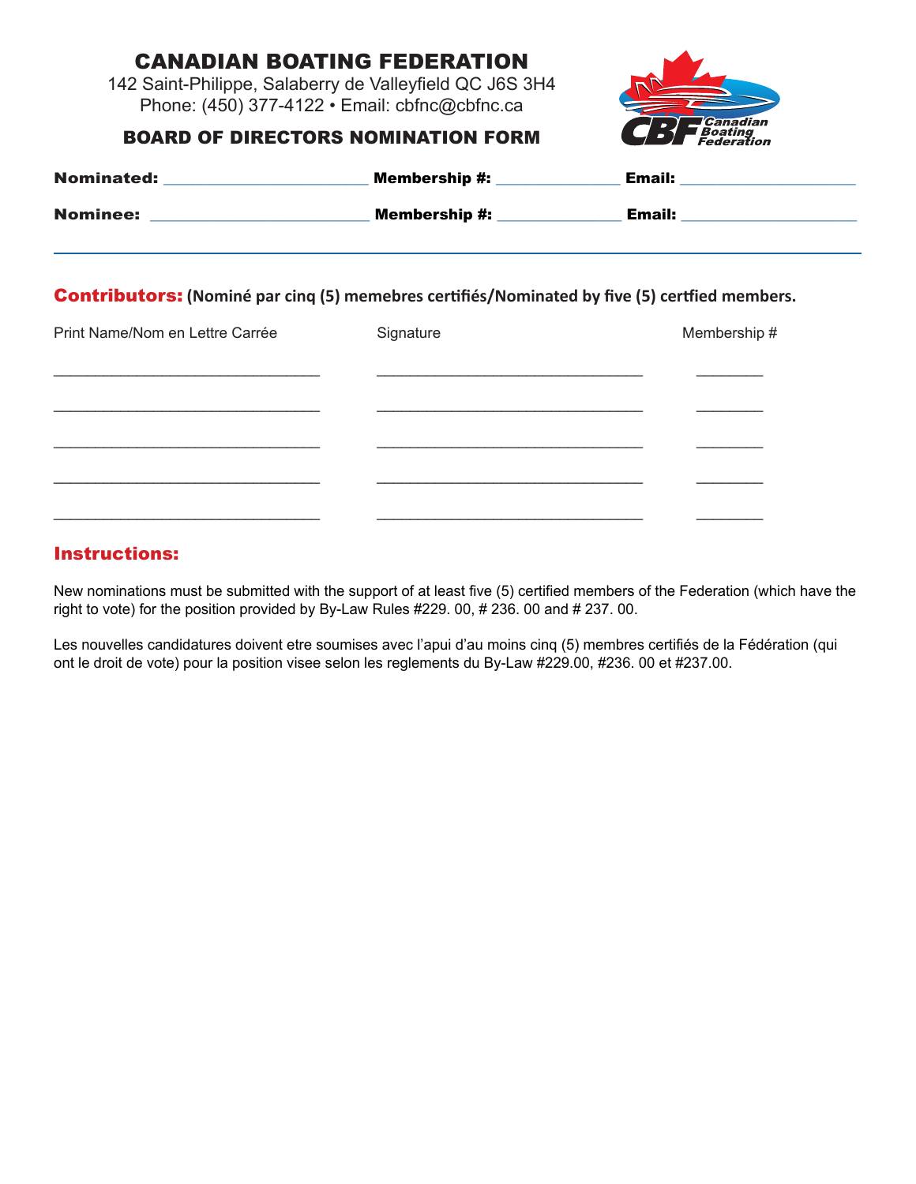# CANADIAN BOATING FEDERATION

142 Saint-Philippe, Salaberry de Valleyfield QC J6S 3H4
Phone: (450) 377-4122 • Email: cbfnc@cbfnc.ca

## BOARD OF DIRECTORS NOMINATION FORM

**Nominated:** ______________________ **Membership #:** _____________ **Email:** ___________________

**Nominee:** ________________________ **Membership #:** _____________ **Email:** ___________________

---

## Contributors: (Nominé par cinq (5) memebres certifiés/Nominated by five (5) certfied members.

| Print Name/Nom en Lettre Carrée | Signature | Membership # |
|---|---|---|
| _____________________________ | _____________________________ | ________ |
| _____________________________ | _____________________________ | ________ |
| _____________________________ | _____________________________ | ________ |
| _____________________________ | _____________________________ | ________ |
| _____________________________ | _____________________________ | ________ |

## Instructions:

New nominations must be submitted with the support of at least five (5) certified members of the Federation (which have the right to vote) for the position provided by By-Law Rules #229. 00, # 236. 00 and # 237. 00.

Les nouvelles candidatures doivent etre soumises avec l'apui d'au moins cinq (5) membres certifiés de la Fédération (qui ont le droit de vote) pour la position visee selon les reglements du By-Law #229.00, #236. 00 et #237.00.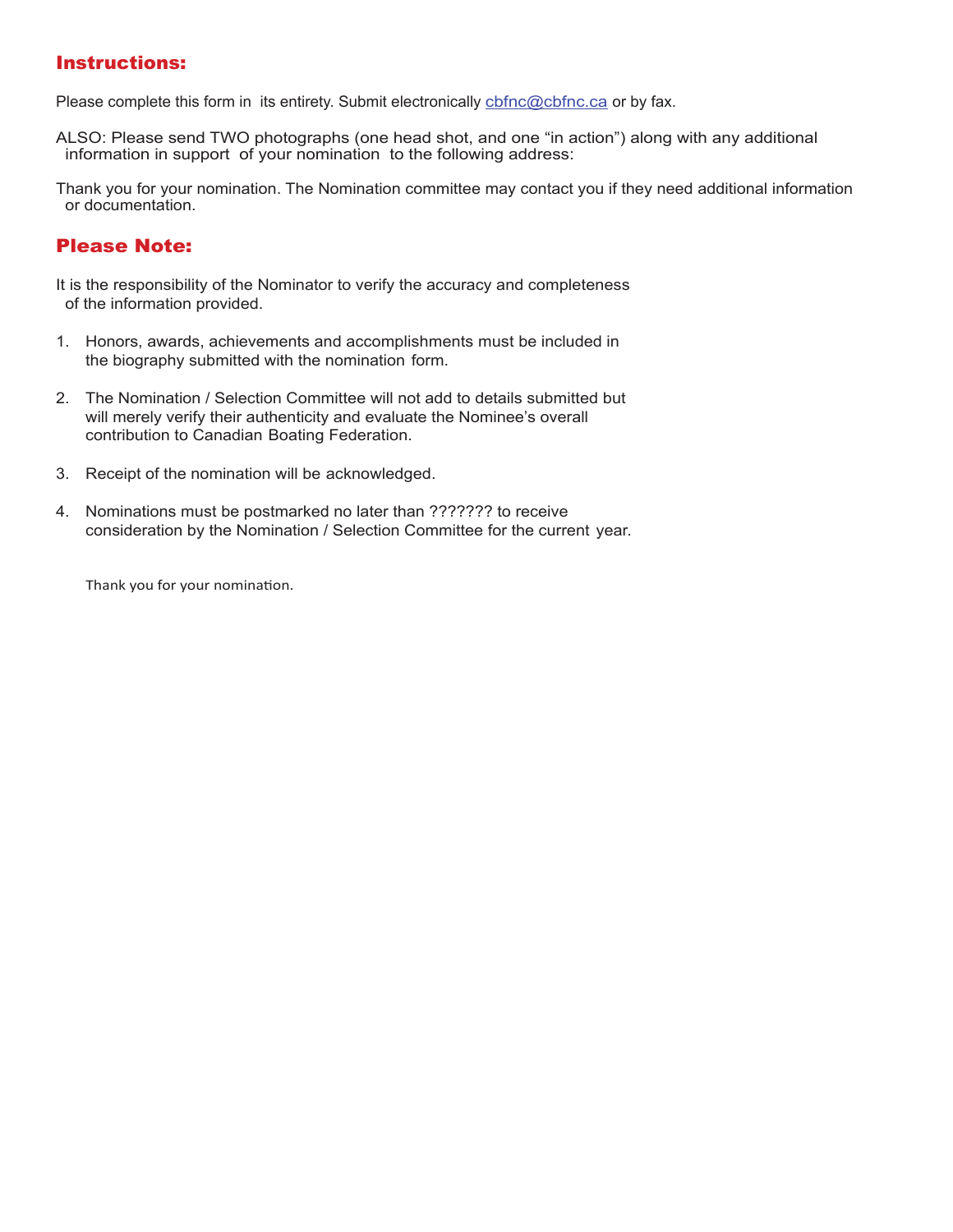## Instructions:

Please complete this form in its entirety. Submit electronically cbfnc@cbfnc.ca or by fax.

ALSO: Please send TWO photographs (one head shot, and one "in action") along with any additional information in support of your nomination to the following address:

Thank you for your nomination. The Nomination committee may contact you if they need additional information or documentation.

## Please Note:

It is the responsibility of the Nominator to verify the accuracy and completeness of the information provided.

1. Honors, awards, achievements and accomplishments must be included in the biography submitted with the nomination form.
2. The Nomination / Selection Committee will not add to details submitted but will merely verify their authenticity and evaluate the Nominee's overall contribution to Canadian Boating Federation.
3. Receipt of the nomination will be acknowledged.
4. Nominations must be postmarked no later than ??????? to receive consideration by the Nomination / Selection Committee for the current year.

Thank you for your nomination.